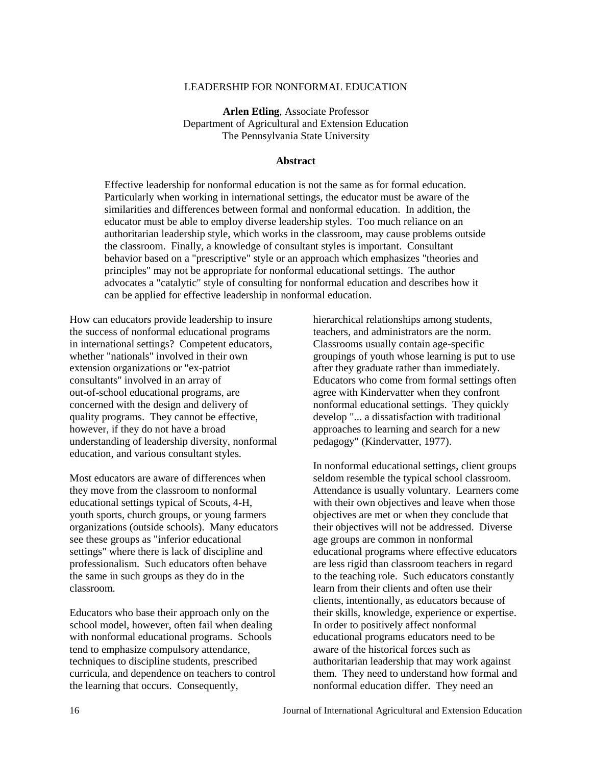# LEADERSHIP FOR NONFORMAL EDUCATION

**Arlen Etling**, Associate Professor
Department of Agricultural and Extension Education
The Pennsylvania State University

## Abstract

Effective leadership for nonformal education is not the same as for formal education. Particularly when working in international settings, the educator must be aware of the similarities and differences between formal and nonformal education. In addition, the educator must be able to employ diverse leadership styles. Too much reliance on an authoritarian leadership style, which works in the classroom, may cause problems outside the classroom. Finally, a knowledge of consultant styles is important. Consultant behavior based on a "prescriptive" style or an approach which emphasizes "theories and principles" may not be appropriate for nonformal educational settings. The author advocates a "catalytic" style of consulting for nonformal education and describes how it can be applied for effective leadership in nonformal education.

How can educators provide leadership to insure the success of nonformal educational programs in international settings? Competent educators, whether "nationals" involved in their own extension organizations or "ex-patriot consultants" involved in an array of out-of-school educational programs, are concerned with the design and delivery of quality programs. They cannot be effective, however, if they do not have a broad understanding of leadership diversity, nonformal education, and various consultant styles.

Most educators are aware of differences when they move from the classroom to nonformal educational settings typical of Scouts, 4-H, youth sports, church groups, or young farmers organizations (outside schools). Many educators see these groups as "inferior educational settings" where there is lack of discipline and professionalism. Such educators often behave the same in such groups as they do in the classroom.

Educators who base their approach only on the school model, however, often fail when dealing with nonformal educational programs. Schools tend to emphasize compulsory attendance, techniques to discipline students, prescribed curricula, and dependence on teachers to control the learning that occurs. Consequently, hierarchical relationships among students, teachers, and administrators are the norm. Classrooms usually contain age-specific groupings of youth whose learning is put to use after they graduate rather than immediately. Educators who come from formal settings often agree with Kindervatter when they confront nonformal educational settings. They quickly develop "... a dissatisfaction with traditional approaches to learning and search for a new pedagogy" (Kindervatter, 1977).

In nonformal educational settings, client groups seldom resemble the typical school classroom. Attendance is usually voluntary. Learners come with their own objectives and leave when those objectives are met or when they conclude that their objectives will not be addressed. Diverse age groups are common in nonformal educational programs where effective educators are less rigid than classroom teachers in regard to the teaching role. Such educators constantly learn from their clients and often use their clients, intentionally, as educators because of their skills, knowledge, experience or expertise. In order to positively affect nonformal educational programs educators need to be aware of the historical forces such as authoritarian leadership that may work against them. They need to understand how formal and nonformal education differ. They need an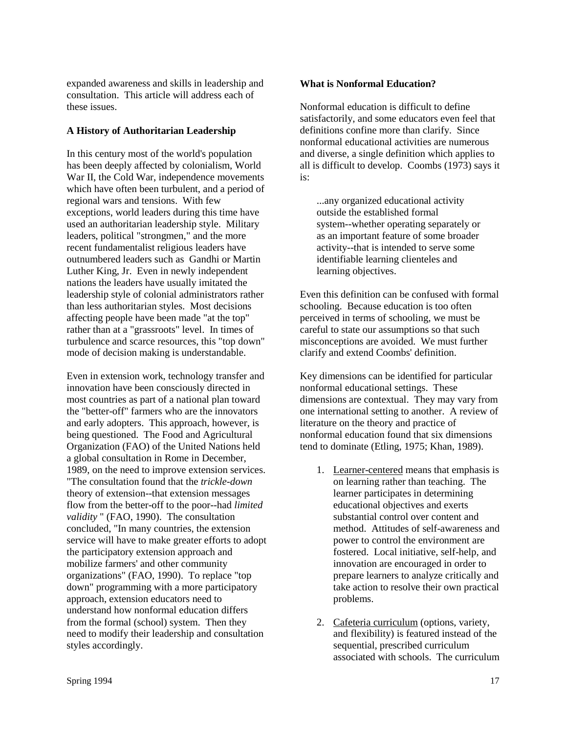expanded awareness and skills in leadership and consultation. This article will address each of these issues.

### A History of Authoritarian Leadership

In this century most of the world's population has been deeply affected by colonialism, World War II, the Cold War, independence movements which have often been turbulent, and a period of regional wars and tensions. With few exceptions, world leaders during this time have used an authoritarian leadership style. Military leaders, political "strongmen," and the more recent fundamentalist religious leaders have outnumbered leaders such as Gandhi or Martin Luther King, Jr. Even in newly independent nations the leaders have usually imitated the leadership style of colonial administrators rather than less authoritarian styles. Most decisions affecting people have been made "at the top" rather than at a "grassroots" level. In times of turbulence and scarce resources, this "top down" mode of decision making is understandable.

Even in extension work, technology transfer and innovation have been consciously directed in most countries as part of a national plan toward the "better-off" farmers who are the innovators and early adopters. This approach, however, is being questioned. The Food and Agricultural Organization (FAO) of the United Nations held a global consultation in Rome in December, 1989, on the need to improve extension services. "The consultation found that the *trickle-down* theory of extension--that extension messages flow from the better-off to the poor--had *limited validity* " (FAO, 1990). The consultation concluded, "In many countries, the extension service will have to make greater efforts to adopt the participatory extension approach and mobilize farmers' and other community organizations" (FAO, 1990). To replace "top down" programming with a more participatory approach, extension educators need to understand how nonformal education differs from the formal (school) system. Then they need to modify their leadership and consultation styles accordingly.

### What is Nonformal Education?

Nonformal education is difficult to define satisfactorily, and some educators even feel that definitions confine more than clarify. Since nonformal educational activities are numerous and diverse, a single definition which applies to all is difficult to develop. Coombs (1973) says it is:

> ...any organized educational activity outside the established formal system--whether operating separately or as an important feature of some broader activity--that is intended to serve some identifiable learning clienteles and learning objectives.

Even this definition can be confused with formal schooling. Because education is too often perceived in terms of schooling, we must be careful to state our assumptions so that such misconceptions are avoided. We must further clarify and extend Coombs' definition.

Key dimensions can be identified for particular nonformal educational settings. These dimensions are contextual. They may vary from one international setting to another. A review of literature on the theory and practice of nonformal education found that six dimensions tend to dominate (Etling, 1975; Khan, 1989).

1. <u>Learner-centered</u> means that emphasis is on learning rather than teaching. The learner participates in determining educational objectives and exerts substantial control over content and method. Attitudes of self-awareness and power to control the environment are fostered. Local initiative, self-help, and innovation are encouraged in order to prepare learners to analyze critically and take action to resolve their own practical problems.

2. <u>Cafeteria curriculum</u> (options, variety, and flexibility) is featured instead of the sequential, prescribed curriculum associated with schools. The curriculum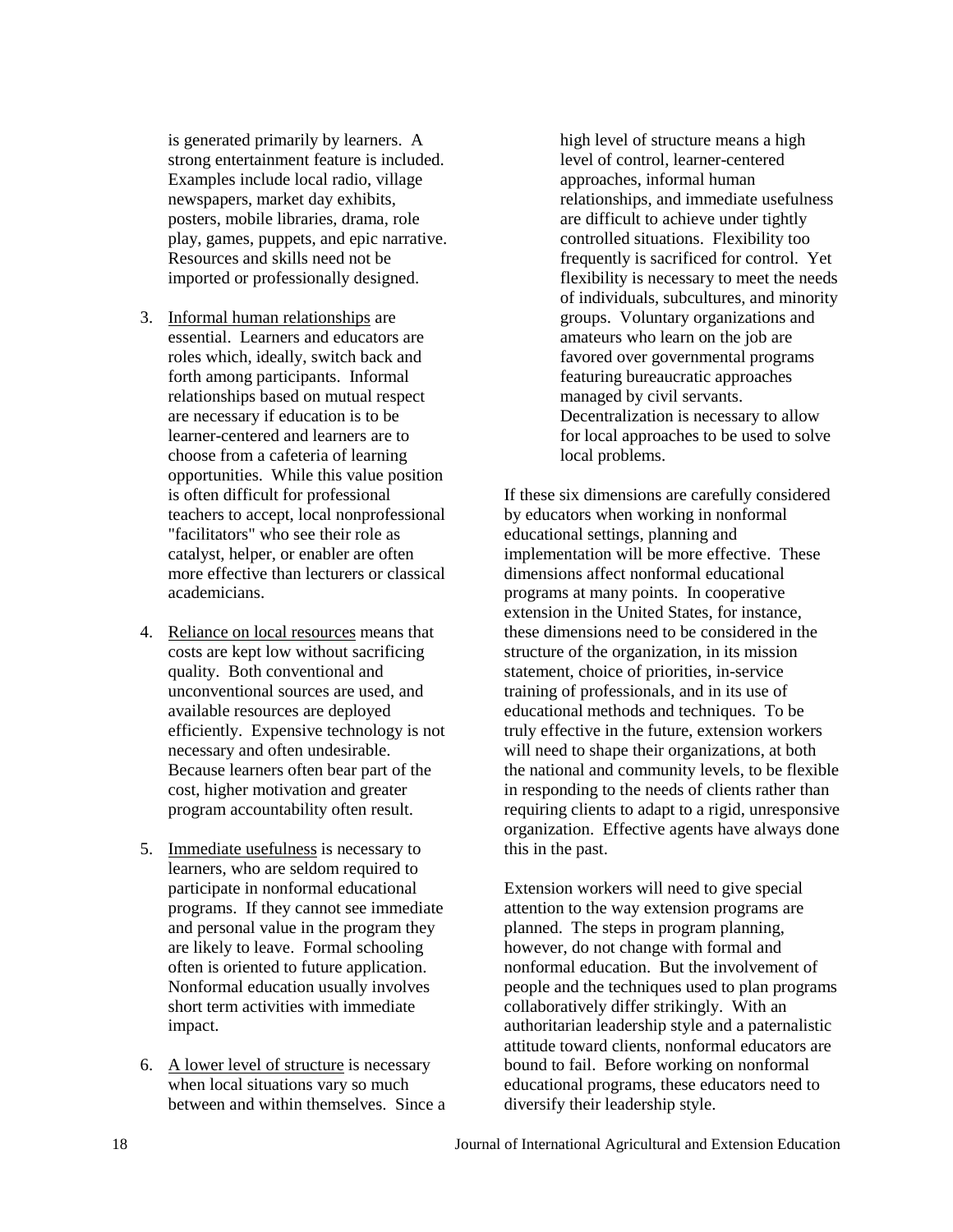is generated primarily by learners. A strong entertainment feature is included. Examples include local radio, village newspapers, market day exhibits, posters, mobile libraries, drama, role play, games, puppets, and epic narrative. Resources and skills need not be imported or professionally designed.

3. Informal human relationships are essential. Learners and educators are roles which, ideally, switch back and forth among participants. Informal relationships based on mutual respect are necessary if education is to be learner-centered and learners are to choose from a cafeteria of learning opportunities. While this value position is often difficult for professional teachers to accept, local nonprofessional "facilitators" who see their role as catalyst, helper, or enabler are often more effective than lecturers or classical academicians.

4. Reliance on local resources means that costs are kept low without sacrificing quality. Both conventional and unconventional sources are used, and available resources are deployed efficiently. Expensive technology is not necessary and often undesirable. Because learners often bear part of the cost, higher motivation and greater program accountability often result.

5. Immediate usefulness is necessary to learners, who are seldom required to participate in nonformal educational programs. If they cannot see immediate and personal value in the program they are likely to leave. Formal schooling often is oriented to future application. Nonformal education usually involves short term activities with immediate impact.

6. A lower level of structure is necessary when local situations vary so much between and within themselves. Since a high level of structure means a high level of control, learner-centered approaches, informal human relationships, and immediate usefulness are difficult to achieve under tightly controlled situations. Flexibility too frequently is sacrificed for control. Yet flexibility is necessary to meet the needs of individuals, subcultures, and minority groups. Voluntary organizations and amateurs who learn on the job are favored over governmental programs featuring bureaucratic approaches managed by civil servants. Decentralization is necessary to allow for local approaches to be used to solve local problems.

If these six dimensions are carefully considered by educators when working in nonformal educational settings, planning and implementation will be more effective. These dimensions affect nonformal educational programs at many points. In cooperative extension in the United States, for instance, these dimensions need to be considered in the structure of the organization, in its mission statement, choice of priorities, in-service training of professionals, and in its use of educational methods and techniques. To be truly effective in the future, extension workers will need to shape their organizations, at both the national and community levels, to be flexible in responding to the needs of clients rather than requiring clients to adapt to a rigid, unresponsive organization. Effective agents have always done this in the past.

Extension workers will need to give special attention to the way extension programs are planned. The steps in program planning, however, do not change with formal and nonformal education. But the involvement of people and the techniques used to plan programs collaboratively differ strikingly. With an authoritarian leadership style and a paternalistic attitude toward clients, nonformal educators are bound to fail. Before working on nonformal educational programs, these educators need to diversify their leadership style.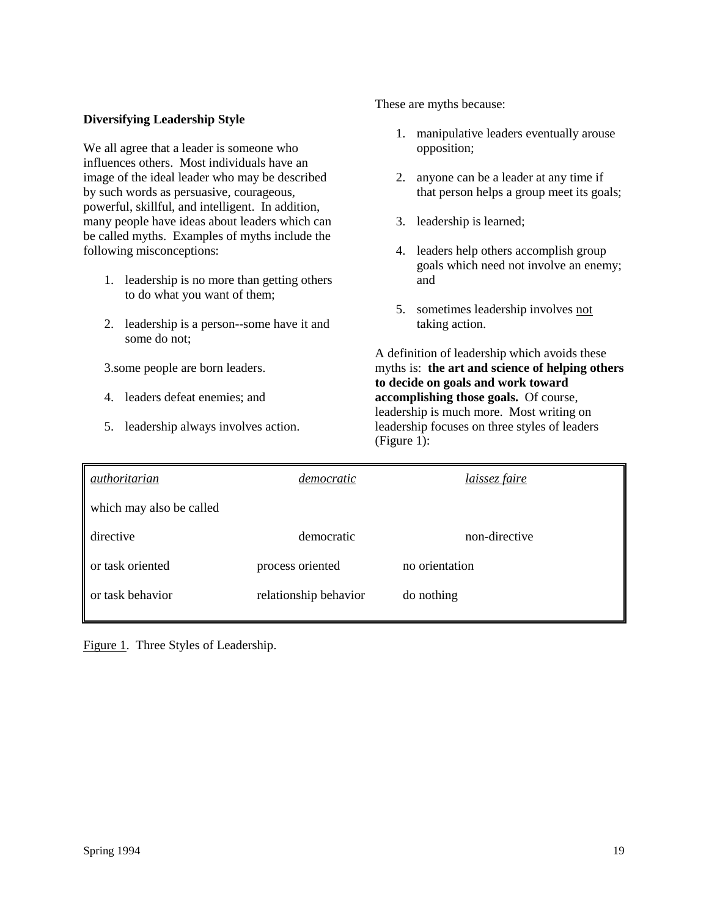**Diversifying Leadership Style**

We all agree that a leader is someone who influences others. Most individuals have an image of the ideal leader who may be described by such words as persuasive, courageous, powerful, skillful, and intelligent. In addition, many people have ideas about leaders which can be called myths. Examples of myths include the following misconceptions:

1. leadership is no more than getting others to do what you want of them;
2. leadership is a person--some have it and some do not;
3. some people are born leaders.
4. leaders defeat enemies; and
5. leadership always involves action.

These are myths because:

1. manipulative leaders eventually arouse opposition;
2. anyone can be a leader at any time if that person helps a group meet its goals;
3. leadership is learned;
4. leaders help others accomplish group goals which need not involve an enemy; and
5. sometimes leadership involves not taking action.

A definition of leadership which avoids these myths is: **the art and science of helping others to decide on goals and work toward accomplishing those goals.** Of course, leadership is much more. Most writing on leadership focuses on three styles of leaders (Figure 1):

| *authoritarian* | *democratic* | *laissez faire* |
| --- | --- | --- |
| which may also be called | | |
| directive | democratic | non-directive |
| or task oriented | process oriented | no orientation |
| or task behavior | relationship behavior | do nothing |

Figure 1. Three Styles of Leadership.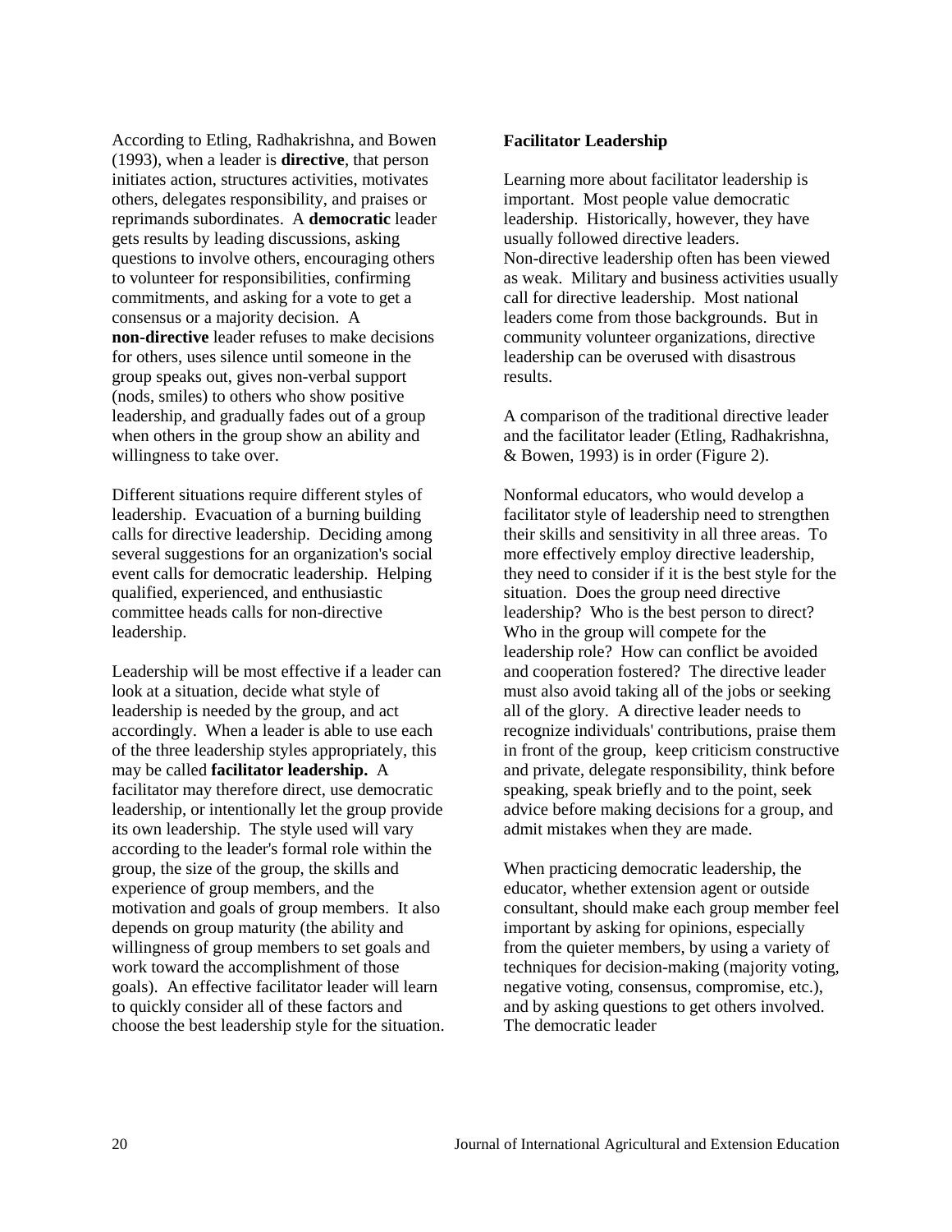According to Etling, Radhakrishna, and Bowen (1993), when a leader is **directive**, that person initiates action, structures activities, motivates others, delegates responsibility, and praises or reprimands subordinates. A **democratic** leader gets results by leading discussions, asking questions to involve others, encouraging others to volunteer for responsibilities, confirming commitments, and asking for a vote to get a consensus or a majority decision. A **non-directive** leader refuses to make decisions for others, uses silence until someone in the group speaks out, gives non-verbal support (nods, smiles) to others who show positive leadership, and gradually fades out of a group when others in the group show an ability and willingness to take over.

Different situations require different styles of leadership. Evacuation of a burning building calls for directive leadership. Deciding among several suggestions for an organization's social event calls for democratic leadership. Helping qualified, experienced, and enthusiastic committee heads calls for non-directive leadership.

Leadership will be most effective if a leader can look at a situation, decide what style of leadership is needed by the group, and act accordingly. When a leader is able to use each of the three leadership styles appropriately, this may be called **facilitator leadership.** A facilitator may therefore direct, use democratic leadership, or intentionally let the group provide its own leadership. The style used will vary according to the leader's formal role within the group, the size of the group, the skills and experience of group members, and the motivation and goals of group members. It also depends on group maturity (the ability and willingness of group members to set goals and work toward the accomplishment of those goals). An effective facilitator leader will learn to quickly consider all of these factors and choose the best leadership style for the situation.

**Facilitator Leadership**

Learning more about facilitator leadership is important. Most people value democratic leadership. Historically, however, they have usually followed directive leaders. Non-directive leadership often has been viewed as weak. Military and business activities usually call for directive leadership. Most national leaders come from those backgrounds. But in community volunteer organizations, directive leadership can be overused with disastrous results.

A comparison of the traditional directive leader and the facilitator leader (Etling, Radhakrishna, & Bowen, 1993) is in order (Figure 2).

Nonformal educators, who would develop a facilitator style of leadership need to strengthen their skills and sensitivity in all three areas. To more effectively employ directive leadership, they need to consider if it is the best style for the situation. Does the group need directive leadership? Who is the best person to direct? Who in the group will compete for the leadership role? How can conflict be avoided and cooperation fostered? The directive leader must also avoid taking all of the jobs or seeking all of the glory. A directive leader needs to recognize individuals' contributions, praise them in front of the group, keep criticism constructive and private, delegate responsibility, think before speaking, speak briefly and to the point, seek advice before making decisions for a group, and admit mistakes when they are made.

When practicing democratic leadership, the educator, whether extension agent or outside consultant, should make each group member feel important by asking for opinions, especially from the quieter members, by using a variety of techniques for decision-making (majority voting, negative voting, consensus, compromise, etc.), and by asking questions to get others involved. The democratic leader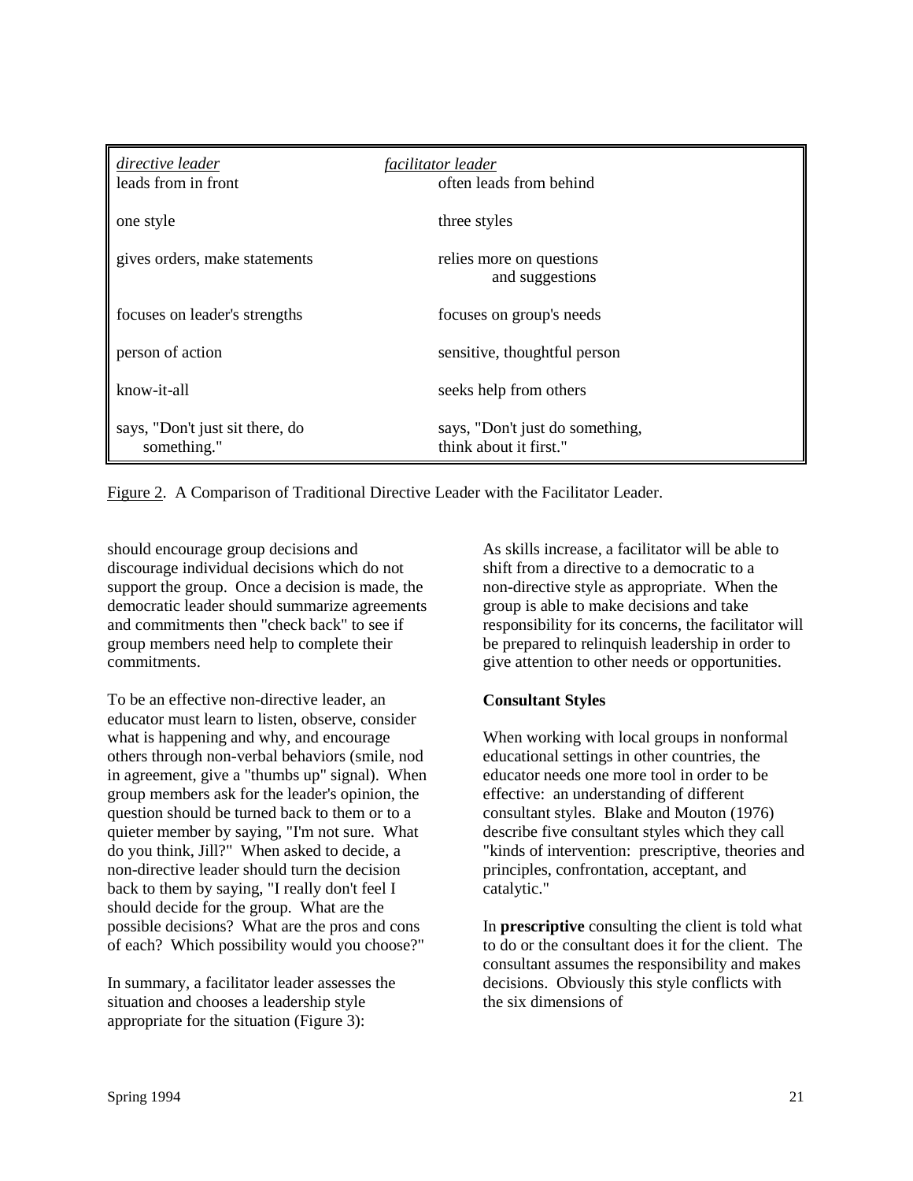| *directive leader* | *facilitator leader* |
|---|---|
| leads from in front | often leads from behind |
| one style | three styles |
| gives orders, make statements | relies more on questions and suggestions |
| focuses on leader's strengths | focuses on group's needs |
| person of action | sensitive, thoughtful person |
| know-it-all | seeks help from others |
| says, "Don't just sit there, do something." | says, "Don't just do something, think about it first." |

Figure 2. A Comparison of Traditional Directive Leader with the Facilitator Leader.

should encourage group decisions and discourage individual decisions which do not support the group. Once a decision is made, the democratic leader should summarize agreements and commitments then "check back" to see if group members need help to complete their commitments.

To be an effective non-directive leader, an educator must learn to listen, observe, consider what is happening and why, and encourage others through non-verbal behaviors (smile, nod in agreement, give a "thumbs up" signal). When group members ask for the leader's opinion, the question should be turned back to them or to a quieter member by saying, "I'm not sure. What do you think, Jill?" When asked to decide, a non-directive leader should turn the decision back to them by saying, "I really don't feel I should decide for the group. What are the possible decisions? What are the pros and cons of each? Which possibility would you choose?"

In summary, a facilitator leader assesses the situation and chooses a leadership style appropriate for the situation (Figure 3):

As skills increase, a facilitator will be able to shift from a directive to a democratic to a non-directive style as appropriate. When the group is able to make decisions and take responsibility for its concerns, the facilitator will be prepared to relinquish leadership in order to give attention to other needs or opportunities.

**Consultant Styles**

When working with local groups in nonformal educational settings in other countries, the educator needs one more tool in order to be effective: an understanding of different consultant styles. Blake and Mouton (1976) describe five consultant styles which they call "kinds of intervention: prescriptive, theories and principles, confrontation, acceptant, and catalytic."

In **prescriptive** consulting the client is told what to do or the consultant does it for the client. The consultant assumes the responsibility and makes decisions. Obviously this style conflicts with the six dimensions of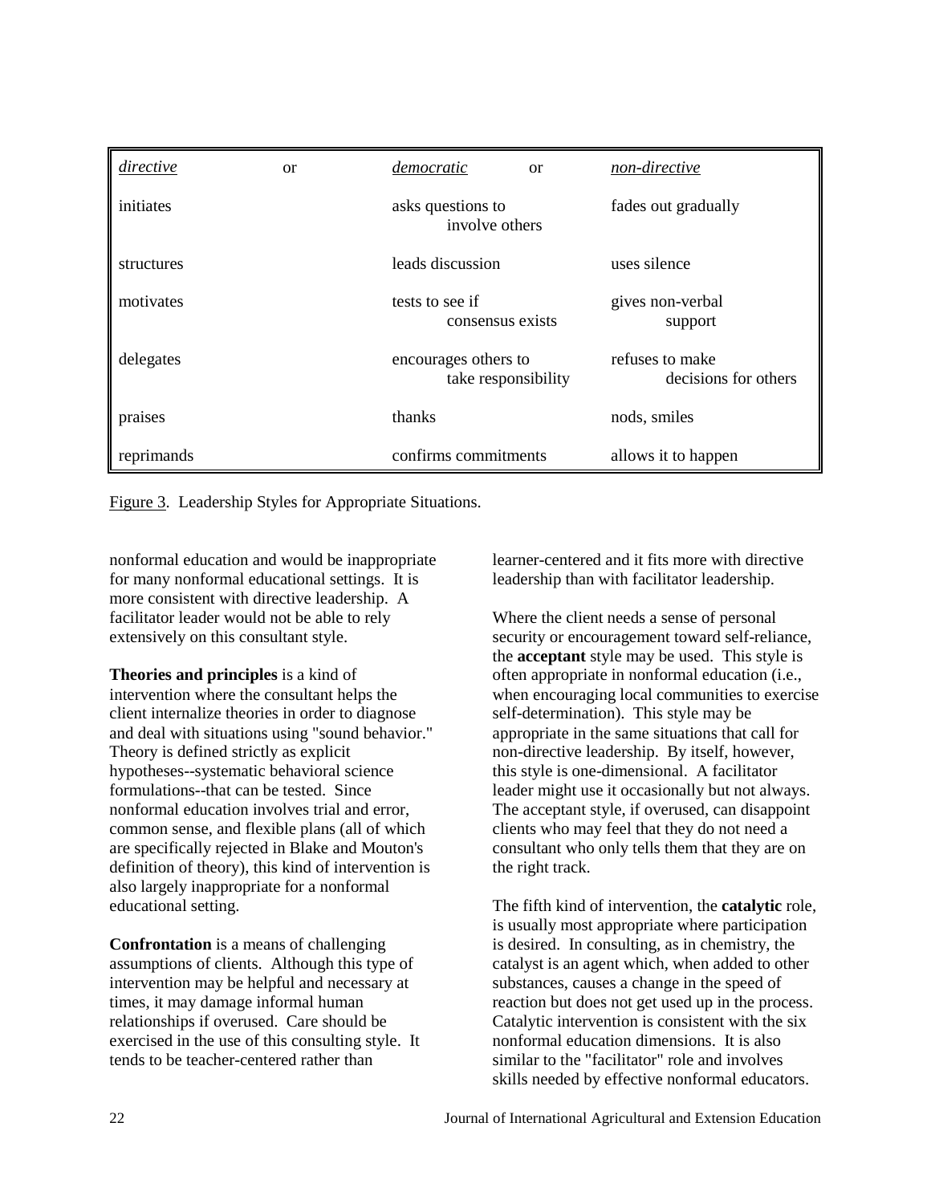| *directive* or | *democratic* or | *non-directive* |
|---|---|---|
| initiates | asks questions to involve others | fades out gradually |
| structures | leads discussion | uses silence |
| motivates | tests to see if consensus exists | gives non-verbal support |
| delegates | encourages others to take responsibility | refuses to make decisions for others |
| praises | thanks | nods, smiles |
| reprimands | confirms commitments | allows it to happen |

Figure 3. Leadership Styles for Appropriate Situations.

nonformal education and would be inappropriate for many nonformal educational settings. It is more consistent with directive leadership. A facilitator leader would not be able to rely extensively on this consultant style.

**Theories and principles** is a kind of intervention where the consultant helps the client internalize theories in order to diagnose and deal with situations using "sound behavior." Theory is defined strictly as explicit hypotheses--systematic behavioral science formulations--that can be tested. Since nonformal education involves trial and error, common sense, and flexible plans (all of which are specifically rejected in Blake and Mouton's definition of theory), this kind of intervention is also largely inappropriate for a nonformal educational setting.

**Confrontation** is a means of challenging assumptions of clients. Although this type of intervention may be helpful and necessary at times, it may damage informal human relationships if overused. Care should be exercised in the use of this consulting style. It tends to be teacher-centered rather than learner-centered and it fits more with directive leadership than with facilitator leadership.

Where the client needs a sense of personal security or encouragement toward self-reliance, the **acceptant** style may be used. This style is often appropriate in nonformal education (i.e., when encouraging local communities to exercise self-determination). This style may be appropriate in the same situations that call for non-directive leadership. By itself, however, this style is one-dimensional. A facilitator leader might use it occasionally but not always. The acceptant style, if overused, can disappoint clients who may feel that they do not need a consultant who only tells them that they are on the right track.

The fifth kind of intervention, the **catalytic** role, is usually most appropriate where participation is desired. In consulting, as in chemistry, the catalyst is an agent which, when added to other substances, causes a change in the speed of reaction but does not get used up in the process. Catalytic intervention is consistent with the six nonformal education dimensions. It is also similar to the "facilitator" role and involves skills needed by effective nonformal educators.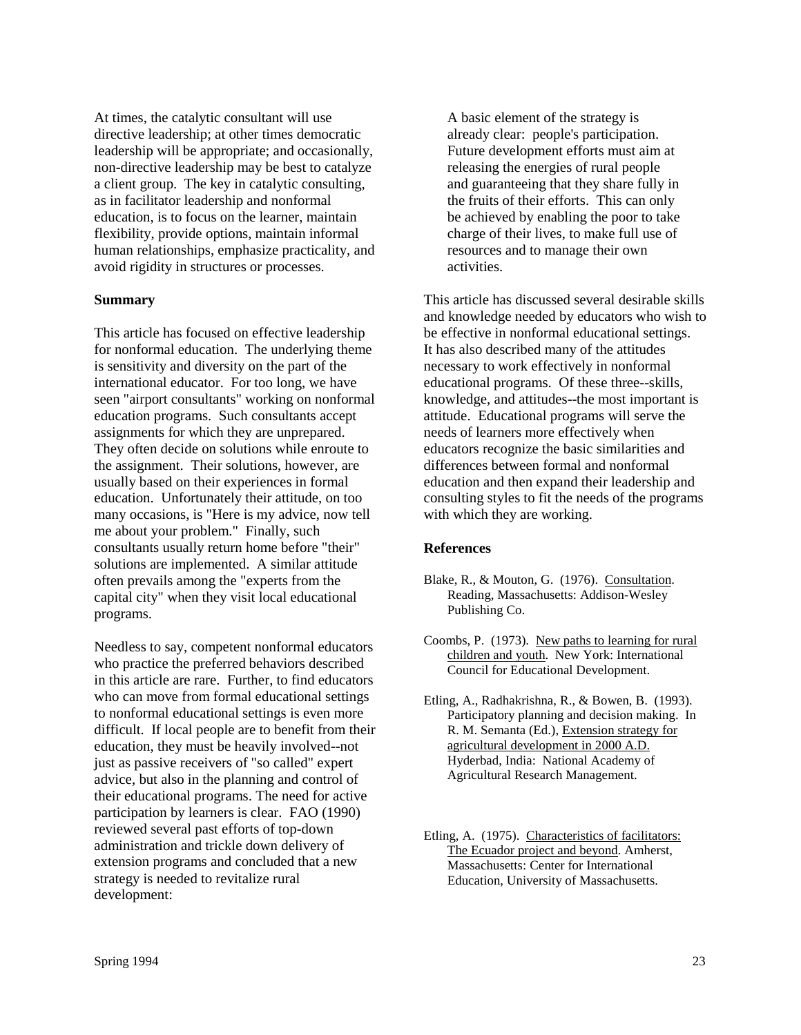At times, the catalytic consultant will use directive leadership; at other times democratic leadership will be appropriate; and occasionally, non-directive leadership may be best to catalyze a client group. The key in catalytic consulting, as in facilitator leadership and nonformal education, is to focus on the learner, maintain flexibility, provide options, maintain informal human relationships, emphasize practicality, and avoid rigidity in structures or processes.

**Summary**

This article has focused on effective leadership for nonformal education. The underlying theme is sensitivity and diversity on the part of the international educator. For too long, we have seen "airport consultants" working on nonformal education programs. Such consultants accept assignments for which they are unprepared. They often decide on solutions while enroute to the assignment. Their solutions, however, are usually based on their experiences in formal education. Unfortunately their attitude, on too many occasions, is "Here is my advice, now tell me about your problem." Finally, such consultants usually return home before "their" solutions are implemented. A similar attitude often prevails among the "experts from the capital city" when they visit local educational programs.

Needless to say, competent nonformal educators who practice the preferred behaviors described in this article are rare. Further, to find educators who can move from formal educational settings to nonformal educational settings is even more difficult. If local people are to benefit from their education, they must be heavily involved--not just as passive receivers of "so called" expert advice, but also in the planning and control of their educational programs. The need for active participation by learners is clear. FAO (1990) reviewed several past efforts of top-down administration and trickle down delivery of extension programs and concluded that a new strategy is needed to revitalize rural development:

> A basic element of the strategy is already clear: people's participation. Future development efforts must aim at releasing the energies of rural people and guaranteeing that they share fully in the fruits of their efforts. This can only be achieved by enabling the poor to take charge of their lives, to make full use of resources and to manage their own activities.

This article has discussed several desirable skills and knowledge needed by educators who wish to be effective in nonformal educational settings. It has also described many of the attitudes necessary to work effectively in nonformal educational programs. Of these three--skills, knowledge, and attitudes--the most important is attitude. Educational programs will serve the needs of learners more effectively when educators recognize the basic similarities and differences between formal and nonformal education and then expand their leadership and consulting styles to fit the needs of the programs with which they are working.

**References**

Blake, R., & Mouton, G. (1976). Consultation. Reading, Massachusetts: Addison-Wesley Publishing Co.

Coombs, P. (1973). New paths to learning for rural children and youth. New York: International Council for Educational Development.

Etling, A., Radhakrishna, R., & Bowen, B. (1993). Participatory planning and decision making. In R. M. Semanta (Ed.), Extension strategy for agricultural development in 2000 A.D. Hyderbad, India: National Academy of Agricultural Research Management.

Etling, A. (1975). Characteristics of facilitators: The Ecuador project and beyond. Amherst, Massachusetts: Center for International Education, University of Massachusetts.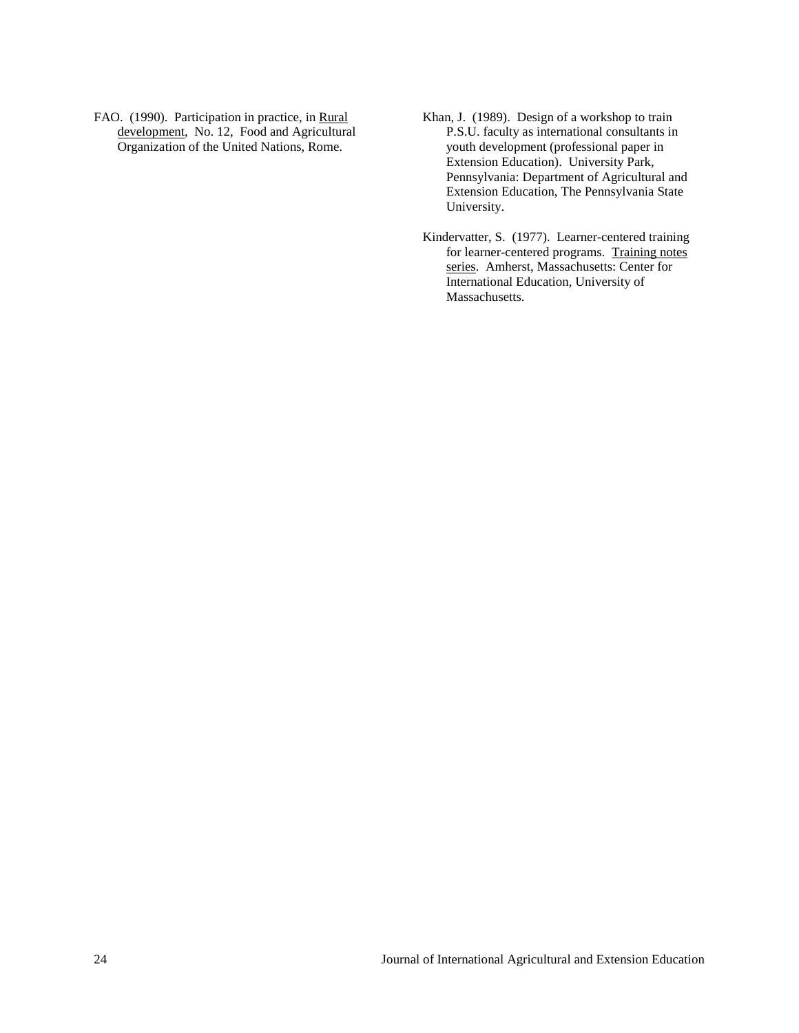FAO. (1990). Participation in practice, in <u>Rural development</u>, No. 12, Food and Agricultural Organization of the United Nations, Rome.

Khan, J. (1989). Design of a workshop to train P.S.U. faculty as international consultants in youth development (professional paper in Extension Education). University Park, Pennsylvania: Department of Agricultural and Extension Education, The Pennsylvania State University.

Kindervatter, S. (1977). Learner-centered training for learner-centered programs. <u>Training notes series</u>. Amherst, Massachusetts: Center for International Education, University of Massachusetts.